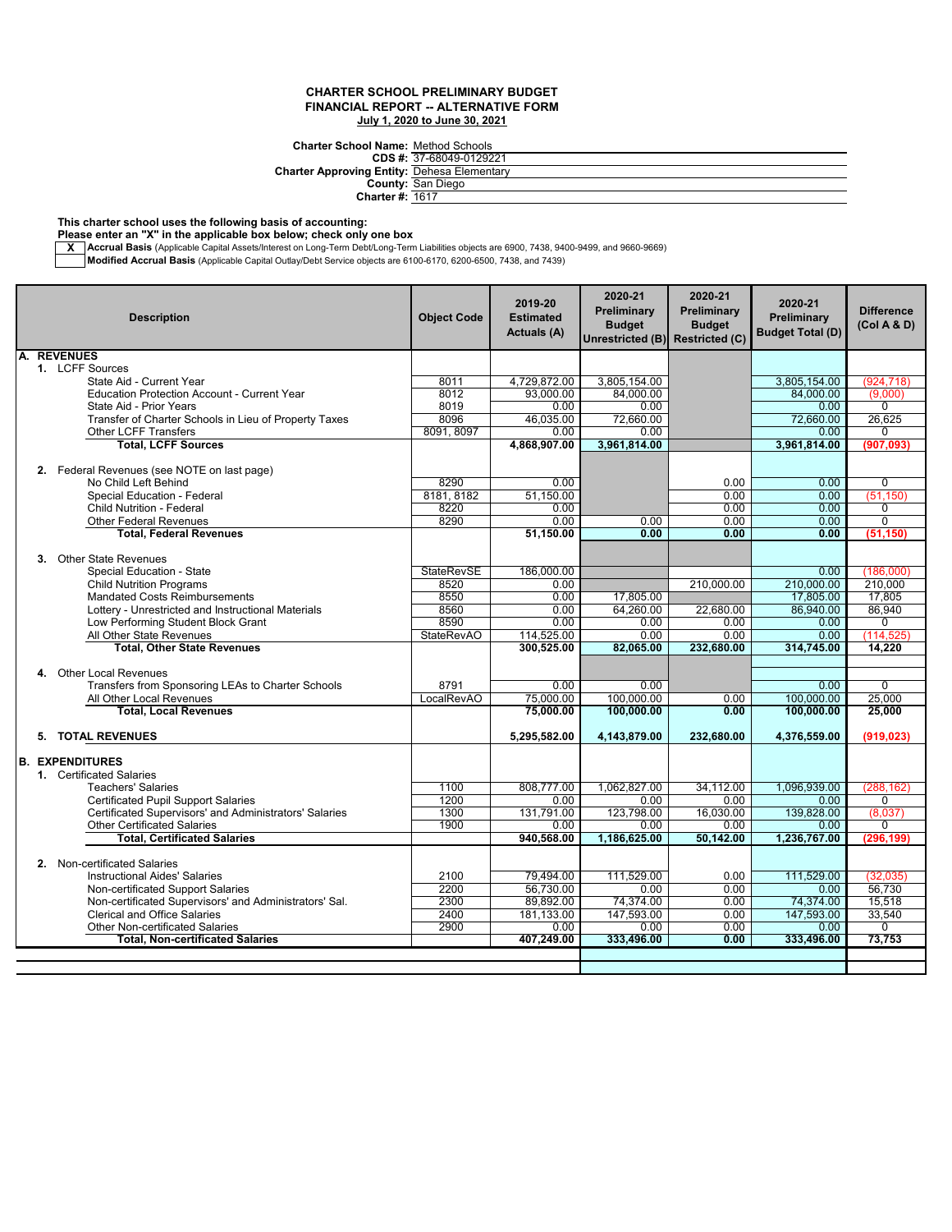**CHARTER SCHOOL PRELIMINARY BUDGET**
**FINANCIAL REPORT -- ALTERNATIVE FORM**
**July 1, 2020 to June 30, 2021**

**Charter School Name:** Method Schools
**CDS #:** 37-68049-0129221
**Charter Approving Entity:** Dehesa Elementary
**County:** San Diego
**Charter #:** 1617

**This charter school uses the following basis of accounting:**
**Please enter an "X" in the applicable box below; check only one box**

| | |
|---|---|
| X | **Accrual Basis** (Applicable Capital Assets/Interest on Long-Term Debt/Long-Term Liabilities objects are 6900, 7438, 9400-9499, and 9660-9669) |
| | **Modified Accrual Basis** (Applicable Capital Outlay/Debt Service objects are 6100-6170, 6200-6500, 7438, and 7439) |

| Description | Object Code | 2019-20 Estimated Actuals (A) | 2020-21 Preliminary Budget Unrestricted (B) | 2020-21 Preliminary Budget Restricted (C) | 2020-21 Preliminary Budget Total (D) | Difference (Col A & D) |
|---|---|---|---|---|---|---|
| **A. REVENUES** | | | | | | |
| **1.** LCFF Sources | | | | | | |
| State Aid - Current Year | 8011 | 4,729,872.00 | 3,805,154.00 | | 3,805,154.00 | (924,718) |
| Education Protection Account - Current Year | 8012 | 93,000.00 | 84,000.00 | | 84,000.00 | (9,000) |
| State Aid - Prior Years | 8019 | 0.00 | 0.00 | | 0.00 | 0 |
| Transfer of Charter Schools in Lieu of Property Taxes | 8096 | 46,035.00 | 72,660.00 | | 72,660.00 | 26,625 |
| Other LCFF Transfers | 8091, 8097 | 0.00 | 0.00 | | 0.00 | 0 |
| **Total, LCFF Sources** | | **4,868,907.00** | **3,961,814.00** | | **3,961,814.00** | **(907,093)** |
| **2.** Federal Revenues (see NOTE on last page) | | | | | | |
| No Child Left Behind | 8290 | 0.00 | | 0.00 | 0.00 | 0 |
| Special Education - Federal | 8181, 8182 | 51,150.00 | | 0.00 | 0.00 | (51,150) |
| Child Nutrition - Federal | 8220 | 0.00 | | 0.00 | 0.00 | 0 |
| Other Federal Revenues | 8290 | 0.00 | 0.00 | 0.00 | 0.00 | 0 |
| **Total, Federal Revenues** | | **51,150.00** | **0.00** | **0.00** | **0.00** | **(51,150)** |
| **3.** Other State Revenues | | | | | | |
| Special Education - State | StateRevSE | 186,000.00 | | | 0.00 | (186,000) |
| Child Nutrition Programs | 8520 | 0.00 | | 210,000.00 | 210,000.00 | 210,000 |
| Mandated Costs Reimbursements | 8550 | 0.00 | 17,805.00 | | 17,805.00 | 17,805 |
| Lottery - Unrestricted and Instructional Materials | 8560 | 0.00 | 64,260.00 | 22,680.00 | 86,940.00 | 86,940 |
| Low Performing Student Block Grant | 8590 | 0.00 | 0.00 | 0.00 | 0.00 | 0 |
| All Other State Revenues | StateRevAO | 114,525.00 | 0.00 | 0.00 | 0.00 | (114,525) |
| **Total, Other State Revenues** | | **300,525.00** | **82,065.00** | **232,680.00** | **314,745.00** | **14,220** |
| **4.** Other Local Revenues | | | | | | |
| Transfers from Sponsoring LEAs to Charter Schools | 8791 | 0.00 | 0.00 | | 0.00 | 0 |
| All Other Local Revenues | LocalRevAO | 75,000.00 | 100,000.00 | 0.00 | 100,000.00 | 25,000 |
| **Total, Local Revenues** | | **75,000.00** | **100,000.00** | **0.00** | **100,000.00** | **25,000** |
| **5. TOTAL REVENUES** | | **5,295,582.00** | **4,143,879.00** | **232,680.00** | **4,376,559.00** | **(919,023)** |
| **B. EXPENDITURES** | | | | | | |
| **1.** Certificated Salaries | | | | | | |
| Teachers' Salaries | 1100 | 808,777.00 | 1,062,827.00 | 34,112.00 | 1,096,939.00 | (288,162) |
| Certificated Pupil Support Salaries | 1200 | 0.00 | 0.00 | 0.00 | 0.00 | 0 |
| Certificated Supervisors' and Administrators' Salaries | 1300 | 131,791.00 | 123,798.00 | 16,030.00 | 139,828.00 | (8,037) |
| Other Certificated Salaries | 1900 | 0.00 | 0.00 | 0.00 | 0.00 | 0 |
| **Total, Certificated Salaries** | | **940,568.00** | **1,186,625.00** | **50,142.00** | **1,236,767.00** | **(296,199)** |
| **2.** Non-certificated Salaries | | | | | | |
| Instructional Aides' Salaries | 2100 | 79,494.00 | 111,529.00 | 0.00 | 111,529.00 | (32,035) |
| Non-certificated Support Salaries | 2200 | 56,730.00 | 0.00 | 0.00 | 0.00 | 56,730 |
| Non-certificated Supervisors' and Administrators' Sal. | 2300 | 89,892.00 | 74,374.00 | 0.00 | 74,374.00 | 15,518 |
| Clerical and Office Salaries | 2400 | 181,133.00 | 147,593.00 | 0.00 | 147,593.00 | 33,540 |
| Other Non-certificated Salaries | 2900 | 0.00 | 0.00 | 0.00 | 0.00 | 0 |
| **Total, Non-certificated Salaries** | | **407,249.00** | **333,496.00** | **0.00** | **333,496.00** | **73,753** |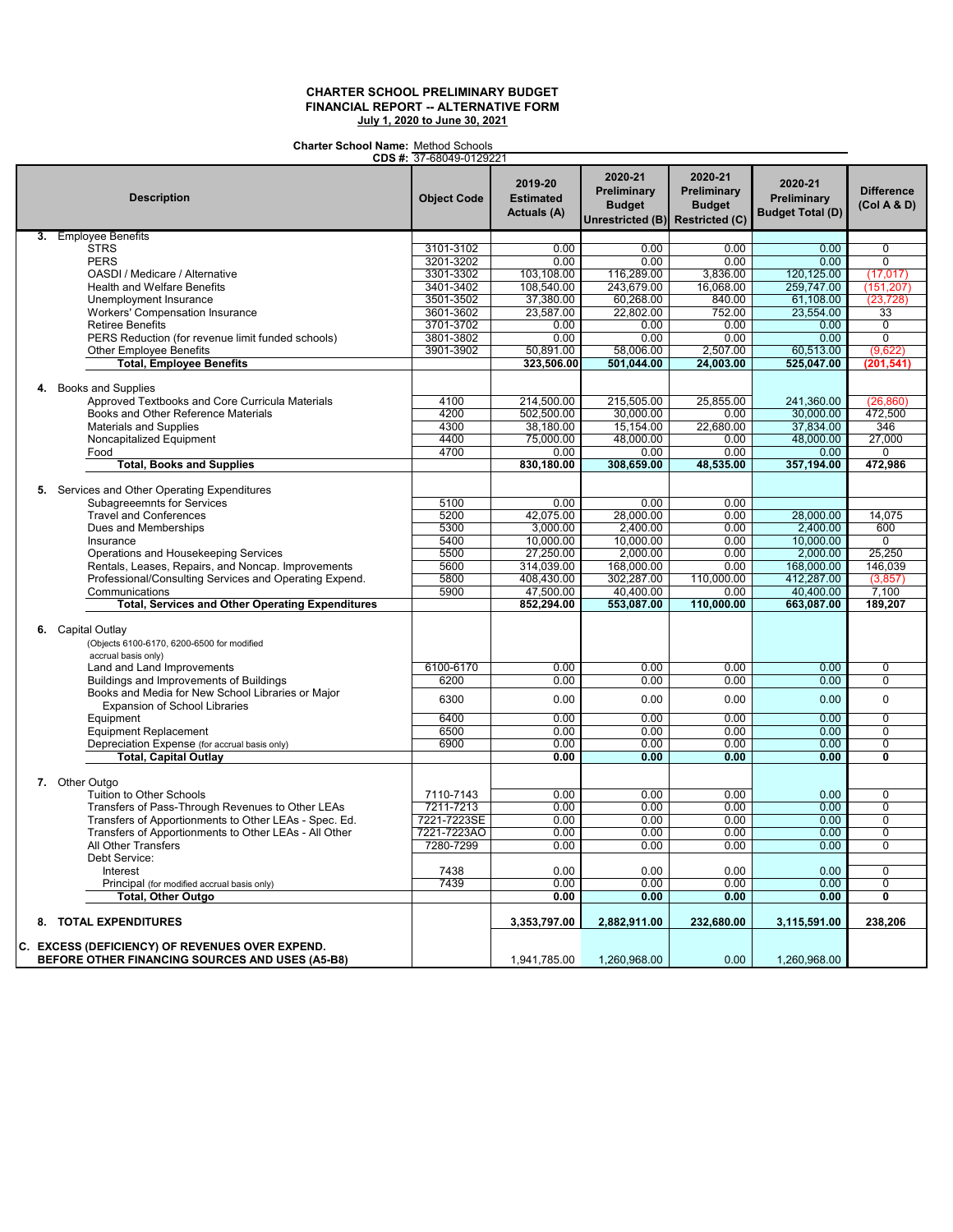**CHARTER SCHOOL PRELIMINARY BUDGET**
**FINANCIAL REPORT -- ALTERNATIVE FORM**
**July 1, 2020 to June 30, 2021**

**Charter School Name:** Method Schools
**CDS #:** 37-68049-0129221

| Description | Object Code | 2019-20 Estimated Actuals (A) | 2020-21 Preliminary Budget Unrestricted (B) | 2020-21 Preliminary Budget Restricted (C) | 2020-21 Preliminary Budget Total (D) | Difference (Col A & D) |
|---|---|---|---|---|---|---|
| **3.** Employee Benefits | | | | | | |
| STRS | 3101-3102 | 0.00 | 0.00 | 0.00 | 0.00 | 0 |
| PERS | 3201-3202 | 0.00 | 0.00 | 0.00 | 0.00 | 0 |
| OASDI / Medicare / Alternative | 3301-3302 | 103,108.00 | 116,289.00 | 3,836.00 | 120,125.00 | (17,017) |
| Health and Welfare Benefits | 3401-3402 | 108,540.00 | 243,679.00 | 16,068.00 | 259,747.00 | (151,207) |
| Unemployment Insurance | 3501-3502 | 37,380.00 | 60,268.00 | 840.00 | 61,108.00 | (23,728) |
| Workers' Compensation Insurance | 3601-3602 | 23,587.00 | 22,802.00 | 752.00 | 23,554.00 | 33 |
| Retiree Benefits | 3701-3702 | 0.00 | 0.00 | 0.00 | 0.00 | 0 |
| PERS Reduction (for revenue limit funded schools) | 3801-3802 | 0.00 | 0.00 | 0.00 | 0.00 | 0 |
| Other Employee Benefits | 3901-3902 | 50,891.00 | 58,006.00 | 2,507.00 | 60,513.00 | (9,622) |
| **Total, Employee Benefits** | | **323,506.00** | **501,044.00** | **24,003.00** | **525,047.00** | **(201,541)** |
| **4.** Books and Supplies | | | | | | |
| Approved Textbooks and Core Curricula Materials | 4100 | 214,500.00 | 215,505.00 | 25,855.00 | 241,360.00 | (26,860) |
| Books and Other Reference Materials | 4200 | 502,500.00 | 30,000.00 | 0.00 | 30,000.00 | 472,500 |
| Materials and Supplies | 4300 | 38,180.00 | 15,154.00 | 22,680.00 | 37,834.00 | 346 |
| Noncapitalized Equipment | 4400 | 75,000.00 | 48,000.00 | 0.00 | 48,000.00 | 27,000 |
| Food | 4700 | 0.00 | 0.00 | 0.00 | 0.00 | 0 |
| **Total, Books and Supplies** | | **830,180.00** | **308,659.00** | **48,535.00** | **357,194.00** | **472,986** |
| **5.** Services and Other Operating Expenditures | | | | | | |
| Subagreeemnts for Services | 5100 | 0.00 | 0.00 | 0.00 | | |
| Travel and Conferences | 5200 | 42,075.00 | 28,000.00 | 0.00 | 28,000.00 | 14,075 |
| Dues and Memberships | 5300 | 3,000.00 | 2,400.00 | 0.00 | 2,400.00 | 600 |
| Insurance | 5400 | 10,000.00 | 10,000.00 | 0.00 | 10,000.00 | 0 |
| Operations and Housekeeping Services | 5500 | 27,250.00 | 2,000.00 | 0.00 | 2,000.00 | 25,250 |
| Rentals, Leases, Repairs, and Noncap. Improvements | 5600 | 314,039.00 | 168,000.00 | 0.00 | 168,000.00 | 146,039 |
| Professional/Consulting Services and Operating Expend. | 5800 | 408,430.00 | 302,287.00 | 110,000.00 | 412,287.00 | (3,857) |
| Communications | 5900 | 47,500.00 | 40,400.00 | 0.00 | 40,400.00 | 7,100 |
| **Total, Services and Other Operating Expenditures** | | **852,294.00** | **553,087.00** | **110,000.00** | **663,087.00** | **189,207** |
| **6.** Capital Outlay (Objects 6100-6170, 6200-6500 for modified accrual basis only) | | | | | | |
| Land and Land Improvements | 6100-6170 | 0.00 | 0.00 | 0.00 | 0.00 | 0 |
| Buildings and Improvements of Buildings | 6200 | 0.00 | 0.00 | 0.00 | 0.00 | 0 |
| Books and Media for New School Libraries or Major Expansion of School Libraries | 6300 | 0.00 | 0.00 | 0.00 | 0.00 | 0 |
| Equipment | 6400 | 0.00 | 0.00 | 0.00 | 0.00 | 0 |
| Equipment Replacement | 6500 | 0.00 | 0.00 | 0.00 | 0.00 | 0 |
| Depreciation Expense (for accrual basis only) | 6900 | 0.00 | 0.00 | 0.00 | 0.00 | 0 |
| **Total, Capital Outlay** | | **0.00** | **0.00** | **0.00** | **0.00** | **0** |
| **7.** Other Outgo | | | | | | |
| Tuition to Other Schools | 7110-7143 | 0.00 | 0.00 | 0.00 | 0.00 | 0 |
| Transfers of Pass-Through Revenues to Other LEAs | 7211-7213 | 0.00 | 0.00 | 0.00 | 0.00 | 0 |
| Transfers of Apportionments to Other LEAs - Spec. Ed. | 7221-7223SE | 0.00 | 0.00 | 0.00 | 0.00 | 0 |
| Transfers of Apportionments to Other LEAs - All Other | 7221-7223AO | 0.00 | 0.00 | 0.00 | 0.00 | 0 |
| All Other Transfers | 7280-7299 | 0.00 | 0.00 | 0.00 | 0.00 | 0 |
| Debt Service: | | | | | | |
| Interest | 7438 | 0.00 | 0.00 | 0.00 | 0.00 | 0 |
| Principal (for modified accrual basis only) | 7439 | 0.00 | 0.00 | 0.00 | 0.00 | 0 |
| **Total, Other Outgo** | | **0.00** | **0.00** | **0.00** | **0.00** | **0** |
| **8. TOTAL EXPENDITURES** | | **3,353,797.00** | **2,882,911.00** | **232,680.00** | **3,115,591.00** | **238,206** |
| **C. EXCESS (DEFICIENCY) OF REVENUES OVER EXPEND. BEFORE OTHER FINANCING SOURCES AND USES (A5-B8)** | | 1,941,785.00 | 1,260,968.00 | 0.00 | 1,260,968.00 | |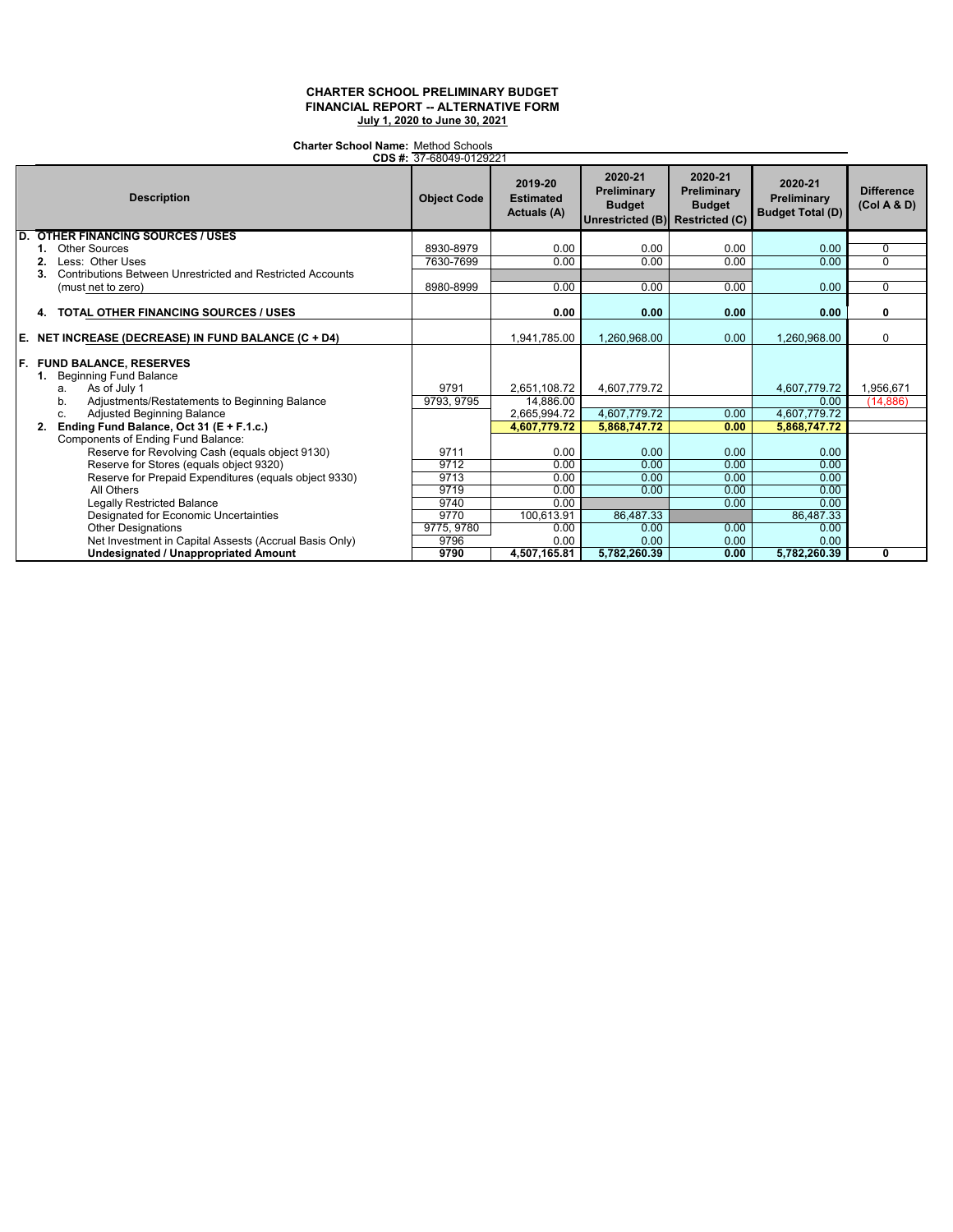**CHARTER SCHOOL PRELIMINARY BUDGET**
**FINANCIAL REPORT -- ALTERNATIVE FORM**
**July 1, 2020 to June 30, 2021**

**Charter School Name:** Method Schools
**CDS #:** 37-68049-0129221

| Description | Object Code | 2019-20 Estimated Actuals (A) | 2020-21 Preliminary Budget Unrestricted (B) | 2020-21 Preliminary Budget Restricted (C) | 2020-21 Preliminary Budget Total (D) | Difference (Col A & D) |
|---|---|---|---|---|---|---|
| **D. OTHER FINANCING SOURCES / USES** | | | | | | |
| 1. Other Sources | 8930-8979 | 0.00 | 0.00 | 0.00 | 0.00 | 0 |
| 2. Less: Other Uses | 7630-7699 | 0.00 | 0.00 | 0.00 | 0.00 | 0 |
| 3. Contributions Between Unrestricted and Restricted Accounts (must net to zero) | 8980-8999 | 0.00 | 0.00 | 0.00 | 0.00 | 0 |
| **4. TOTAL OTHER FINANCING SOURCES / USES** | | **0.00** | **0.00** | **0.00** | **0.00** | **0** |
| **E. NET INCREASE (DECREASE) IN FUND BALANCE (C + D4)** | | 1,941,785.00 | 1,260,968.00 | 0.00 | 1,260,968.00 | 0 |
| **F. FUND BALANCE, RESERVES** | | | | | | |
| 1. Beginning Fund Balance | | | | | | |
| a. As of July 1 | 9791 | 2,651,108.72 | 4,607,779.72 | | 4,607,779.72 | 1,956,671 |
| b. Adjustments/Restatements to Beginning Balance | 9793, 9795 | 14,886.00 | | | 0.00 | (14,886) |
| c. Adjusted Beginning Balance | | 2,665,994.72 | 4,607,779.72 | 0.00 | 4,607,779.72 | |
| **2. Ending Fund Balance, Oct 31 (E + F.1.c.)** | | **4,607,779.72** | **5,868,747.72** | **0.00** | **5,868,747.72** | |
| Components of Ending Fund Balance: | | | | | | |
| Reserve for Revolving Cash (equals object 9130) | 9711 | 0.00 | 0.00 | 0.00 | 0.00 | |
| Reserve for Stores (equals object 9320) | 9712 | 0.00 | 0.00 | 0.00 | 0.00 | |
| Reserve for Prepaid Expenditures (equals object 9330) | 9713 | 0.00 | 0.00 | 0.00 | 0.00 | |
| All Others | 9719 | 0.00 | 0.00 | 0.00 | 0.00 | |
| Legally Restricted Balance | 9740 | 0.00 | | 0.00 | 0.00 | |
| Designated for Economic Uncertainties | 9770 | 100,613.91 | 86,487.33 | | 86,487.33 | |
| Other Designations | 9775, 9780 | 0.00 | 0.00 | 0.00 | 0.00 | |
| Net Investment in Capital Assests (Accrual Basis Only) | 9796 | 0.00 | 0.00 | 0.00 | 0.00 | |
| **Undesignated / Unappropriated Amount** | **9790** | **4,507,165.81** | **5,782,260.39** | **0.00** | **5,782,260.39** | **0** |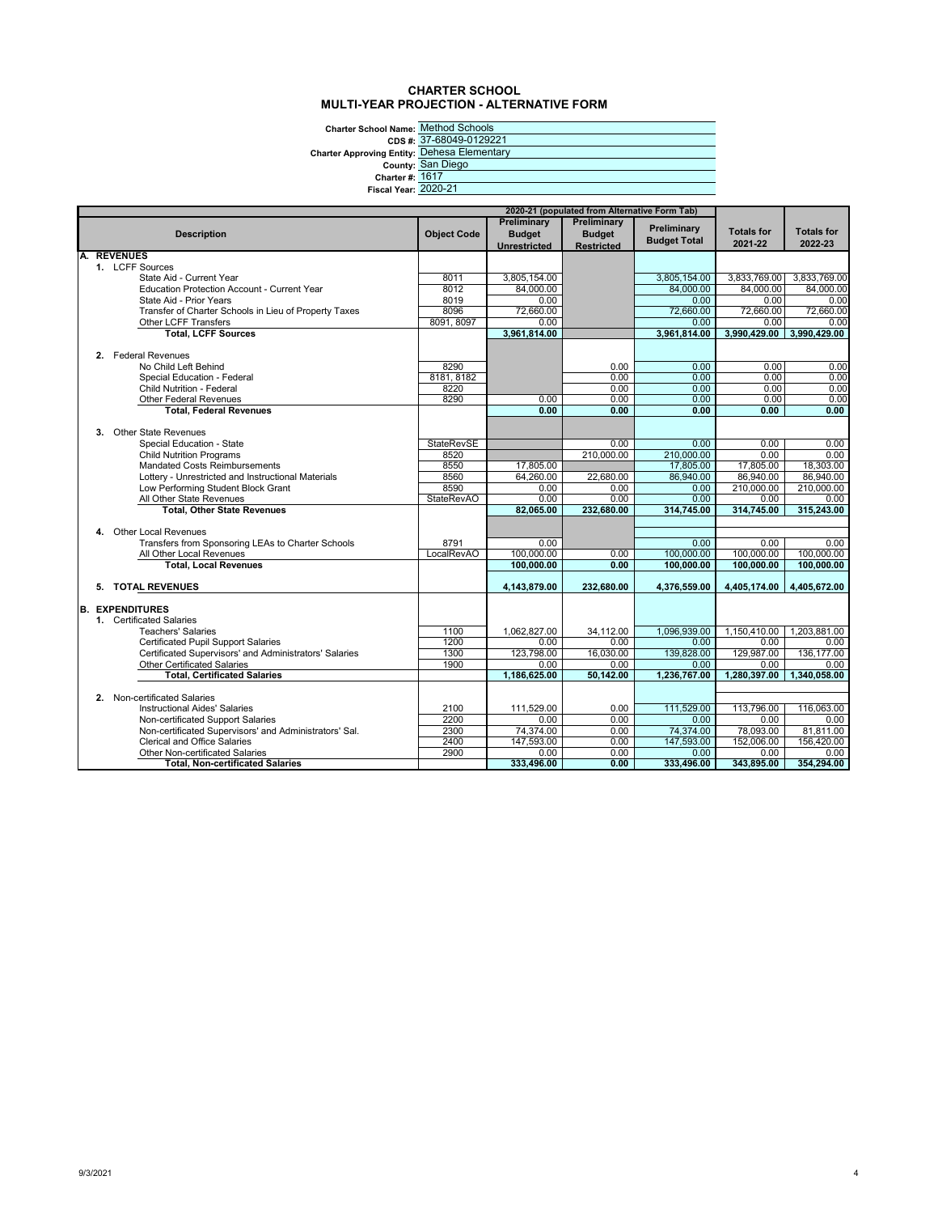# CHARTER SCHOOL
# MULTI-YEAR PROJECTION - ALTERNATIVE FORM

**Charter School Name:** Method Schools
**CDS #:** 37-68049-0129221
**Charter Approving Entity:** Dehesa Elementary
**County:** San Diego
**Charter #:** 1617
**Fiscal Year:** 2020-21

| Description | Object Code | 2020-21 (populated from Alternative Form Tab) | | | Totals for 2021-22 | Totals for 2022-23 |
|---|---|---|---|---|---|---|
| | | Preliminary Budget Unrestricted | Preliminary Budget Restricted | Preliminary Budget Total | | |
| **A. REVENUES** | | | | | | |
| 1. LCFF Sources | | | | | | |
| State Aid - Current Year | 8011 | 3,805,154.00 | | 3,805,154.00 | 3,833,769.00 | 3,833,769.00 |
| Education Protection Account - Current Year | 8012 | 84,000.00 | | 84,000.00 | 84,000.00 | 84,000.00 |
| State Aid - Prior Years | 8019 | 0.00 | | 0.00 | 0.00 | 0.00 |
| Transfer of Charter Schools in Lieu of Property Taxes | 8096 | 72,660.00 | | 72,660.00 | 72,660.00 | 72,660.00 |
| Other LCFF Transfers | 8091, 8097 | 0.00 | | 0.00 | 0.00 | 0.00 |
| **Total, LCFF Sources** | | **3,961,814.00** | | **3,961,814.00** | **3,990,429.00** | **3,990,429.00** |
| 2. Federal Revenues | | | | | | |
| No Child Left Behind | 8290 | | 0.00 | 0.00 | 0.00 | 0.00 |
| Special Education - Federal | 8181, 8182 | | 0.00 | 0.00 | 0.00 | 0.00 |
| Child Nutrition - Federal | 8220 | | 0.00 | 0.00 | 0.00 | 0.00 |
| Other Federal Revenues | 8290 | 0.00 | 0.00 | 0.00 | 0.00 | 0.00 |
| **Total, Federal Revenues** | | **0.00** | **0.00** | **0.00** | **0.00** | **0.00** |
| 3. Other State Revenues | | | | | | |
| Special Education - State | StateRevSE | | 0.00 | 0.00 | 0.00 | 0.00 |
| Child Nutrition Programs | 8520 | | 210,000.00 | 210,000.00 | 0.00 | 0.00 |
| Mandated Costs Reimbursements | 8550 | 17,805.00 | | 17,805.00 | 17,805.00 | 18,303.00 |
| Lottery - Unrestricted and Instructional Materials | 8560 | 64,260.00 | 22,680.00 | 86,940.00 | 86,940.00 | 86,940.00 |
| Low Performing Student Block Grant | 8590 | 0.00 | 0.00 | 0.00 | 210,000.00 | 210,000.00 |
| All Other State Revenues | StateRevAO | 0.00 | 0.00 | 0.00 | 0.00 | 0.00 |
| **Total, Other State Revenues** | | **82,065.00** | **232,680.00** | **314,745.00** | **314,745.00** | **315,243.00** |
| 4. Other Local Revenues | | | | | | |
| Transfers from Sponsoring LEAs to Charter Schools | 8791 | 0.00 | | 0.00 | 0.00 | 0.00 |
| All Other Local Revenues | LocalRevAO | 100,000.00 | 0.00 | 100,000.00 | 100,000.00 | 100,000.00 |
| **Total, Local Revenues** | | **100,000.00** | **0.00** | **100,000.00** | **100,000.00** | **100,000.00** |
| **5. TOTAL REVENUES** | | **4,143,879.00** | **232,680.00** | **4,376,559.00** | **4,405,174.00** | **4,405,672.00** |
| **B. EXPENDITURES** | | | | | | |
| 1. Certificated Salaries | | | | | | |
| Teachers' Salaries | 1100 | 1,062,827.00 | 34,112.00 | 1,096,939.00 | 1,150,410.00 | 1,203,881.00 |
| Certificated Pupil Support Salaries | 1200 | 0.00 | 0.00 | 0.00 | 0.00 | 0.00 |
| Certificated Supervisors' and Administrators' Salaries | 1300 | 123,798.00 | 16,030.00 | 139,828.00 | 129,987.00 | 136,177.00 |
| Other Certificated Salaries | 1900 | 0.00 | 0.00 | 0.00 | 0.00 | 0.00 |
| **Total, Certificated Salaries** | | **1,186,625.00** | **50,142.00** | **1,236,767.00** | **1,280,397.00** | **1,340,058.00** |
| 2. Non-certificated Salaries | | | | | | |
| Instructional Aides' Salaries | 2100 | 111,529.00 | 0.00 | 111,529.00 | 113,796.00 | 116,063.00 |
| Non-certificated Support Salaries | 2200 | 0.00 | 0.00 | 0.00 | 0.00 | 0.00 |
| Non-certificated Supervisors' and Administrators' Sal. | 2300 | 74,374.00 | 0.00 | 74,374.00 | 78,093.00 | 81,811.00 |
| Clerical and Office Salaries | 2400 | 147,593.00 | 0.00 | 147,593.00 | 152,006.00 | 156,420.00 |
| Other Non-certificated Salaries | 2900 | 0.00 | 0.00 | 0.00 | 0.00 | 0.00 |
| **Total, Non-certificated Salaries** | | **333,496.00** | **0.00** | **333,496.00** | **343,895.00** | **354,294.00** |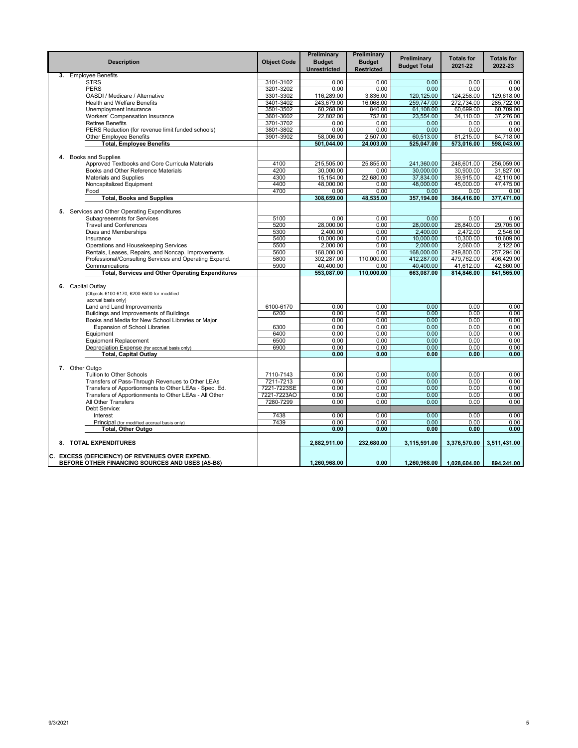| Description | Object Code | Preliminary Budget Unrestricted | Preliminary Budget Restricted | Preliminary Budget Total | Totals for 2021-22 | Totals for 2022-23 |
|---|---|---|---|---|---|---|
| **3.** Employee Benefits | | | | | | |
| STRS | 3101-3102 | 0.00 | 0.00 | 0.00 | 0.00 | 0.00 |
| PERS | 3201-3202 | 0.00 | 0.00 | 0.00 | 0.00 | 0.00 |
| OASDI / Medicare / Alternative | 3301-3302 | 116,289.00 | 3,836.00 | 120,125.00 | 124,258.00 | 129,618.00 |
| Health and Welfare Benefits | 3401-3402 | 243,679.00 | 16,068.00 | 259,747.00 | 272,734.00 | 285,722.00 |
| Unemployment Insurance | 3501-3502 | 60,268.00 | 840.00 | 61,108.00 | 60,699.00 | 60,709.00 |
| Workers' Compensation Insurance | 3601-3602 | 22,802.00 | 752.00 | 23,554.00 | 34,110.00 | 37,276.00 |
| Retiree Benefits | 3701-3702 | 0.00 | 0.00 | 0.00 | 0.00 | 0.00 |
| PERS Reduction (for revenue limit funded schools) | 3801-3802 | 0.00 | 0.00 | 0.00 | 0.00 | 0.00 |
| Other Employee Benefits | 3901-3902 | 58,006.00 | 2,507.00 | 60,513.00 | 81,215.00 | 84,718.00 |
| **Total, Employee Benefits** | | **501,044.00** | **24,003.00** | **525,047.00** | **573,016.00** | **598,043.00** |
| **4.** Books and Supplies | | | | | | |
| Approved Textbooks and Core Curricula Materials | 4100 | 215,505.00 | 25,855.00 | 241,360.00 | 248,601.00 | 256,059.00 |
| Books and Other Reference Materials | 4200 | 30,000.00 | 0.00 | 30,000.00 | 30,900.00 | 31,827.00 |
| Materials and Supplies | 4300 | 15,154.00 | 22,680.00 | 37,834.00 | 39,915.00 | 42,110.00 |
| Noncapitalized Equipment | 4400 | 48,000.00 | 0.00 | 48,000.00 | 45,000.00 | 47,475.00 |
| Food | 4700 | 0.00 | 0.00 | 0.00 | 0.00 | 0.00 |
| **Total, Books and Supplies** | | **308,659.00** | **48,535.00** | **357,194.00** | **364,416.00** | **377,471.00** |
| **5.** Services and Other Operating Expenditures | | | | | | |
| Subagreeemnts for Services | 5100 | 0.00 | 0.00 | 0.00 | 0.00 | 0.00 |
| Travel and Conferences | 5200 | 28,000.00 | 0.00 | 28,000.00 | 28,840.00 | 29,705.00 |
| Dues and Memberships | 5300 | 2,400.00 | 0.00 | 2,400.00 | 2,472.00 | 2,546.00 |
| Insurance | 5400 | 10,000.00 | 0.00 | 10,000.00 | 10,300.00 | 10,609.00 |
| Operations and Housekeeping Services | 5500 | 2,000.00 | 0.00 | 2,000.00 | 2,060.00 | 2,122.00 |
| Rentals, Leases, Repairs, and Noncap. Improvements | 5600 | 168,000.00 | 0.00 | 168,000.00 | 249,800.00 | 257,294.00 |
| Professional/Consulting Services and Operating Expend. | 5800 | 302,287.00 | 110,000.00 | 412,287.00 | 479,762.00 | 496,429.00 |
| Communications | 5900 | 40,400.00 | 0.00 | 40,400.00 | 41,612.00 | 42,860.00 |
| **Total, Services and Other Operating Expenditures** | | **553,087.00** | **110,000.00** | **663,087.00** | **814,846.00** | **841,565.00** |
| **6.** Capital Outlay (Objects 6100-6170, 6200-6500 for modified accrual basis only) | | | | | | |
| Land and Land Improvements | 6100-6170 | 0.00 | 0.00 | 0.00 | 0.00 | 0.00 |
| Buildings and Improvements of Buildings | 6200 | 0.00 | 0.00 | 0.00 | 0.00 | 0.00 |
| Books and Media for New School Libraries or Major Expansion of School Libraries | 6300 | 0.00 | 0.00 | 0.00 | 0.00 | 0.00 |
| Equipment | 6400 | 0.00 | 0.00 | 0.00 | 0.00 | 0.00 |
| Equipment Replacement | 6500 | 0.00 | 0.00 | 0.00 | 0.00 | 0.00 |
| Depreciation Expense (for accrual basis only) | 6900 | 0.00 | 0.00 | 0.00 | 0.00 | 0.00 |
| **Total, Capital Outlay** | | **0.00** | **0.00** | **0.00** | **0.00** | **0.00** |
| **7.** Other Outgo | | | | | | |
| Tuition to Other Schools | 7110-7143 | 0.00 | 0.00 | 0.00 | 0.00 | 0.00 |
| Transfers of Pass-Through Revenues to Other LEAs | 7211-7213 | 0.00 | 0.00 | 0.00 | 0.00 | 0.00 |
| Transfers of Apportionments to Other LEAs - Spec. Ed. | 7221-7223SE | 0.00 | 0.00 | 0.00 | 0.00 | 0.00 |
| Transfers of Apportionments to Other LEAs - All Other | 7221-7223AO | 0.00 | 0.00 | 0.00 | 0.00 | 0.00 |
| All Other Transfers | 7280-7299 | 0.00 | 0.00 | 0.00 | 0.00 | 0.00 |
| Debt Service: | | | | | | |
| Interest | 7438 | 0.00 | 0.00 | 0.00 | 0.00 | 0.00 |
| Principal (for modified accrual basis only) | 7439 | 0.00 | 0.00 | 0.00 | 0.00 | 0.00 |
| **Total, Other Outgo** | | **0.00** | **0.00** | **0.00** | **0.00** | **0.00** |
| **8. TOTAL EXPENDITURES** | | **2,882,911.00** | **232,680.00** | **3,115,591.00** | **3,376,570.00** | **3,511,431.00** |
| **C. EXCESS (DEFICIENCY) OF REVENUES OVER EXPEND. BEFORE OTHER FINANCING SOURCES AND USES (A5-B8)** | | **1,260,968.00** | **0.00** | **1,260,968.00** | **1,028,604.00** | **894,241.00** |

9/3/2021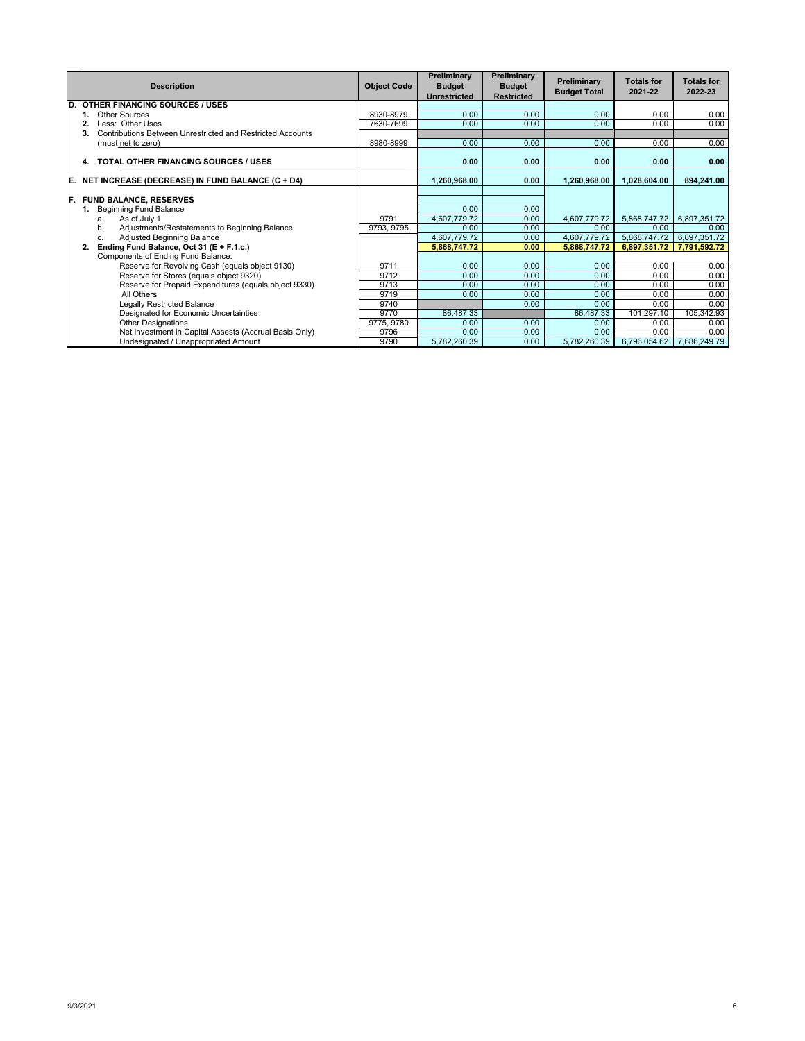| Description | Object Code | Preliminary Budget Unrestricted | Preliminary Budget Restricted | Preliminary Budget Total | Totals for 2021-22 | Totals for 2022-23 |
|---|---|---|---|---|---|---|
| **D. OTHER FINANCING SOURCES / USES** | | | | | | |
| 1. Other Sources | 8930-8979 | 0.00 | 0.00 | 0.00 | 0.00 | 0.00 |
| 2. Less: Other Uses | 7630-7699 | 0.00 | 0.00 | 0.00 | 0.00 | 0.00 |
| 3. Contributions Between Unrestricted and Restricted Accounts (must net to zero) | 8980-8999 | 0.00 | 0.00 | 0.00 | 0.00 | 0.00 |
| **4. TOTAL OTHER FINANCING SOURCES / USES** | | **0.00** | **0.00** | **0.00** | **0.00** | **0.00** |
| **E. NET INCREASE (DECREASE) IN FUND BALANCE (C + D4)** | | **1,260,968.00** | **0.00** | **1,260,968.00** | **1,028,604.00** | **894,241.00** |
| **F. FUND BALANCE, RESERVES** | | | | | | |
| 1. Beginning Fund Balance | | 0.00 | 0.00 | | | |
| a. As of July 1 | 9791 | 4,607,779.72 | 0.00 | 4,607,779.72 | 5,868,747.72 | 6,897,351.72 |
| b. Adjustments/Restatements to Beginning Balance | 9793, 9795 | 0.00 | 0.00 | 0.00 | 0.00 | 0.00 |
| c. Adjusted Beginning Balance | | 4,607,779.72 | 0.00 | 4,607,779.72 | 5,868,747.72 | 6,897,351.72 |
| **2. Ending Fund Balance, Oct 31 (E + F.1.c.)** | | **5,868,747.72** | **0.00** | **5,868,747.72** | **6,897,351.72** | **7,791,592.72** |
| Components of Ending Fund Balance: | | | | | | |
| Reserve for Revolving Cash (equals object 9130) | 9711 | 0.00 | 0.00 | 0.00 | 0.00 | 0.00 |
| Reserve for Stores (equals object 9320) | 9712 | 0.00 | 0.00 | 0.00 | 0.00 | 0.00 |
| Reserve for Prepaid Expenditures (equals object 9330) | 9713 | 0.00 | 0.00 | 0.00 | 0.00 | 0.00 |
| All Others | 9719 | 0.00 | 0.00 | 0.00 | 0.00 | 0.00 |
| Legally Restricted Balance | 9740 | | 0.00 | 0.00 | 0.00 | 0.00 |
| Designated for Economic Uncertainties | 9770 | 86,487.33 | | 86,487.33 | 101,297.10 | 105,342.93 |
| Other Designations | 9775, 9780 | 0.00 | 0.00 | 0.00 | 0.00 | 0.00 |
| Net Investment in Capital Assests (Accrual Basis Only) | 9796 | 0.00 | 0.00 | 0.00 | 0.00 | 0.00 |
| Undesignated / Unappropriated Amount | 9790 | 5,782,260.39 | 0.00 | 5,782,260.39 | 6,796,054.62 | 7,686,249.79 |

9/3/2021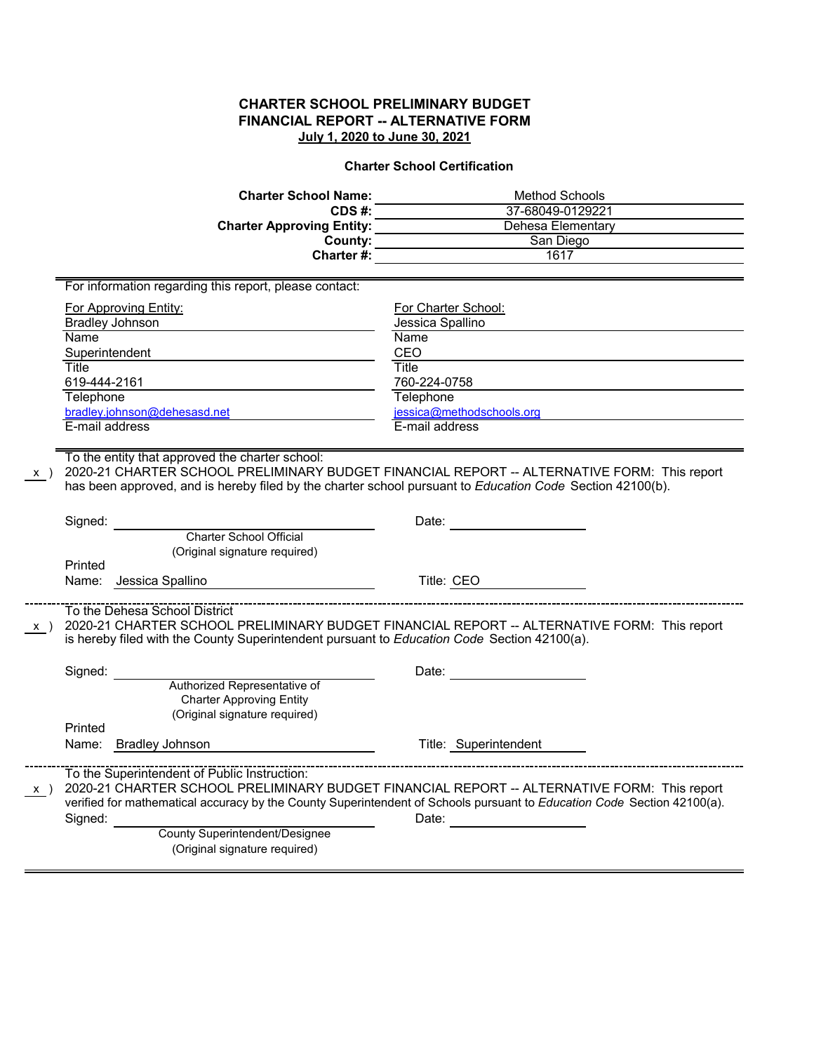**CHARTER SCHOOL PRELIMINARY BUDGET**
**FINANCIAL REPORT -- ALTERNATIVE FORM**
**July 1, 2020 to June 30, 2021**

**Charter School Certification**

| | |
|---|---|
| **Charter School Name:** | Method Schools |
| **CDS #:** | 37-68049-0129221 |
| **Charter Approving Entity:** | Dehesa Elementary |
| **County:** | San Diego |
| **Charter #:** | 1617 |

For information regarding this report, please contact:

| For Approving Entity: | For Charter School: |
|---|---|
| Bradley Johnson | Jessica Spallino |
| Name | Name |
| Superintendent | CEO |
| Title | Title |
| 619-444-2161 | 760-224-0758 |
| Telephone | Telephone |
| bradley.johnson@dehesasd.net | jessica@methodschools.org |
| E-mail address | E-mail address |

To the entity that approved the charter school:

x ) 2020-21 CHARTER SCHOOL PRELIMINARY BUDGET FINANCIAL REPORT -- ALTERNATIVE FORM: This report has been approved, and is hereby filed by the charter school pursuant to *Education Code* Section 42100(b).

Signed: ______________________ Date: ______________
Charter School Official
(Original signature required)

Printed Name: Jessica Spallino Title: CEO

---

To the Dehesa School District

x ) 2020-21 CHARTER SCHOOL PRELIMINARY BUDGET FINANCIAL REPORT -- ALTERNATIVE FORM: This report is hereby filed with the County Superintendent pursuant to *Education Code* Section 42100(a).

Signed: ______________________ Date: ______________
Authorized Representative of
Charter Approving Entity
(Original signature required)

Printed Name: Bradley Johnson Title: Superintendent

---

To the Superintendent of Public Instruction:

x ) 2020-21 CHARTER SCHOOL PRELIMINARY BUDGET FINANCIAL REPORT -- ALTERNATIVE FORM: This report verified for mathematical accuracy by the County Superintendent of Schools pursuant to *Education Code* Section 42100(a).

Signed: ______________________ Date: ______________
County Superintendent/Designee
(Original signature required)